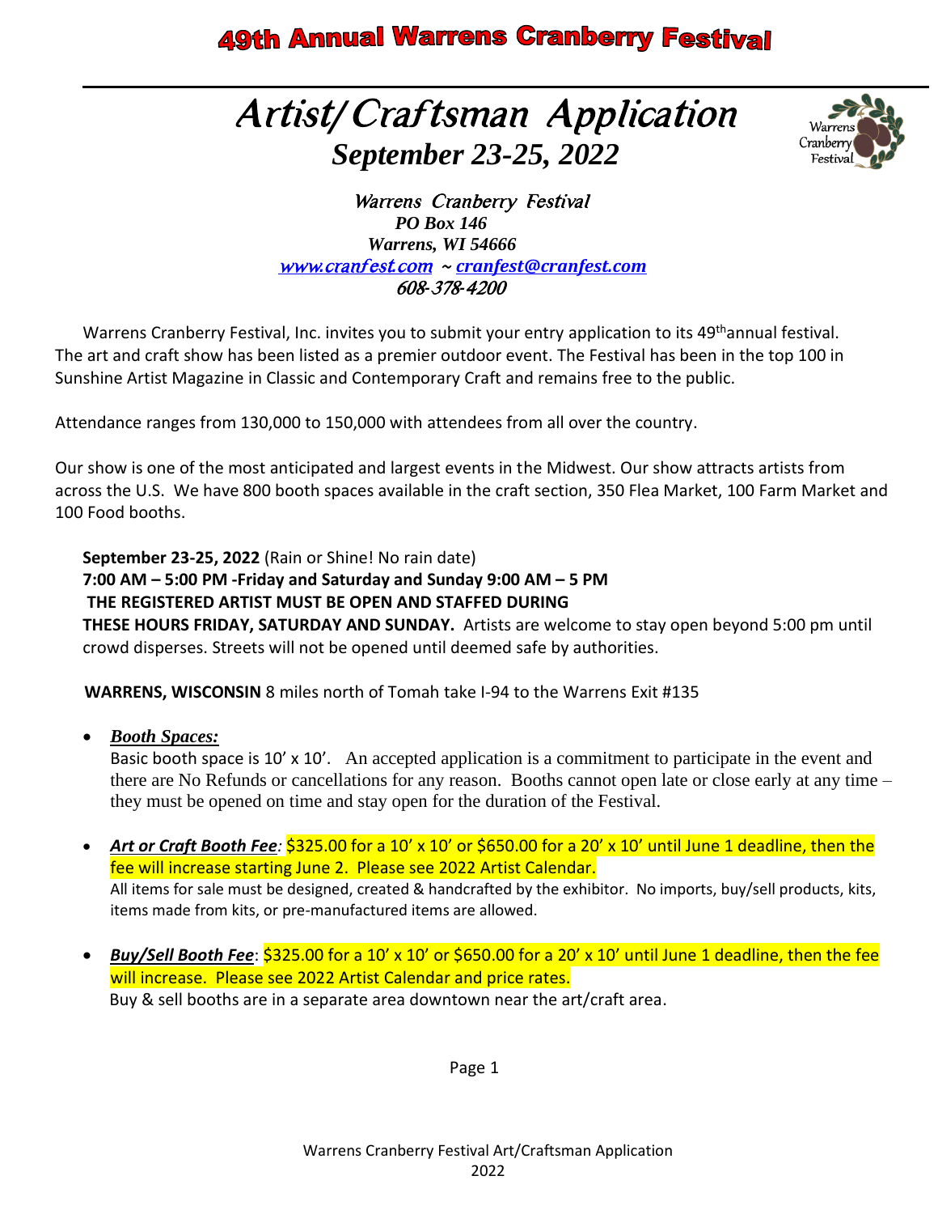# 49th Annual Warrens Cranberry Festival

## *Artist/Craftsman Application*

### *September 23-25, 2022*

*Warrens Cranberry Festival*
*PO Box 146*
*Warrens, WI 54666*
*www.cranfest.com ~ cranfest@cranfest.com*
*608-378-4200*

Warrens Cranberry Festival, Inc. invites you to submit your entry application to its 49th annual festival. The art and craft show has been listed as a premier outdoor event. The Festival has been in the top 100 in Sunshine Artist Magazine in Classic and Contemporary Craft and remains free to the public.

Attendance ranges from 130,000 to 150,000 with attendees from all over the country.

Our show is one of the most anticipated and largest events in the Midwest. Our show attracts artists from across the U.S. We have 800 booth spaces available in the craft section, 350 Flea Market, 100 Farm Market and 100 Food booths.

**September 23-25, 2022** (Rain or Shine! No rain date)
**7:00 AM – 5:00 PM -Friday and Saturday and Sunday 9:00 AM – 5 PM**
**THE REGISTERED ARTIST MUST BE OPEN AND STAFFED DURING THESE HOURS FRIDAY, SATURDAY AND SUNDAY.** Artists are welcome to stay open beyond 5:00 pm until crowd disperses. Streets will not be opened until deemed safe by authorities.

**WARRENS, WISCONSIN** 8 miles north of Tomah take I-94 to the Warrens Exit #135

- ***Booth Spaces:***
  Basic booth space is 10' x 10'. An accepted application is a commitment to participate in the event and there are No Refunds or cancellations for any reason. Booths cannot open late or close early at any time – they must be opened on time and stay open for the duration of the Festival.

- ***Art or Craft Booth Fee**:* $325.00 for a 10' x 10' or $650.00 for a 20' x 10' until June 1 deadline, then the fee will increase starting June 2. Please see 2022 Artist Calendar.
  All items for sale must be designed, created & handcrafted by the exhibitor. No imports, buy/sell products, kits, items made from kits, or pre-manufactured items are allowed.

- ***Buy/Sell Booth Fee***: $325.00 for a 10' x 10' or $650.00 for a 20' x 10' until June 1 deadline, then the fee will increase. Please see 2022 Artist Calendar and price rates.
  Buy & sell booths are in a separate area downtown near the art/craft area.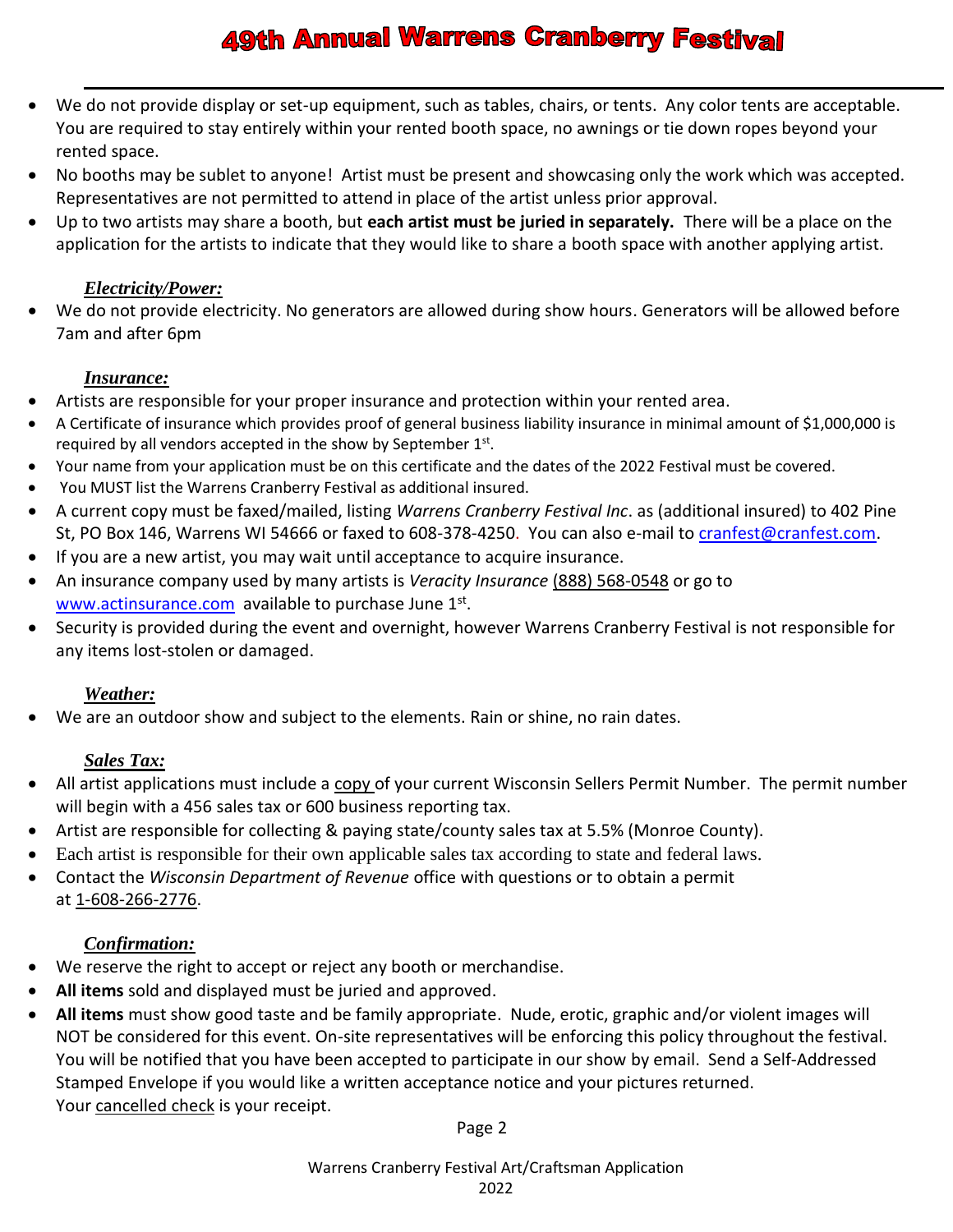# 49th Annual Warrens Cranberry Festival

- We do not provide display or set-up equipment, such as tables, chairs, or tents. Any color tents are acceptable. You are required to stay entirely within your rented booth space, no awnings or tie down ropes beyond your rented space.
- No booths may be sublet to anyone! Artist must be present and showcasing only the work which was accepted. Representatives are not permitted to attend in place of the artist unless prior approval.
- Up to two artists may share a booth, but **each artist must be juried in separately.** There will be a place on the application for the artists to indicate that they would like to share a booth space with another applying artist.

### ***Electricity/Power:***

- We do not provide electricity. No generators are allowed during show hours. Generators will be allowed before 7am and after 6pm

### ***Insurance:***

- Artists are responsible for your proper insurance and protection within your rented area.
- A Certificate of insurance which provides proof of general business liability insurance in minimal amount of $1,000,000 is required by all vendors accepted in the show by September 1st.
- Your name from your application must be on this certificate and the dates of the 2022 Festival must be covered.
- You MUST list the Warrens Cranberry Festival as additional insured.
- A current copy must be faxed/mailed, listing *Warrens Cranberry Festival Inc*. as (additional insured) to 402 Pine St, PO Box 146, Warrens WI 54666 or faxed to 608-378-4250. You can also e-mail to cranfest@cranfest.com.
- If you are a new artist, you may wait until acceptance to acquire insurance.
- An insurance company used by many artists is *Veracity Insurance* (888) 568-0548 or go to www.actinsurance.com available to purchase June 1st.
- Security is provided during the event and overnight, however Warrens Cranberry Festival is not responsible for any items lost-stolen or damaged.

### ***Weather:***

- We are an outdoor show and subject to the elements. Rain or shine, no rain dates.

### ***Sales Tax:***

- All artist applications must include a copy of your current Wisconsin Sellers Permit Number. The permit number will begin with a 456 sales tax or 600 business reporting tax.
- Artist are responsible for collecting & paying state/county sales tax at 5.5% (Monroe County).
- Each artist is responsible for their own applicable sales tax according to state and federal laws.
- Contact the *Wisconsin Department of Revenue* office with questions or to obtain a permit at 1-608-266-2776.

### ***Confirmation:***

- We reserve the right to accept or reject any booth or merchandise.
- **All items** sold and displayed must be juried and approved.
- **All items** must show good taste and be family appropriate. Nude, erotic, graphic and/or violent images will NOT be considered for this event. On-site representatives will be enforcing this policy throughout the festival. You will be notified that you have been accepted to participate in our show by email. Send a Self-Addressed Stamped Envelope if you would like a written acceptance notice and your pictures returned. Your cancelled check is your receipt.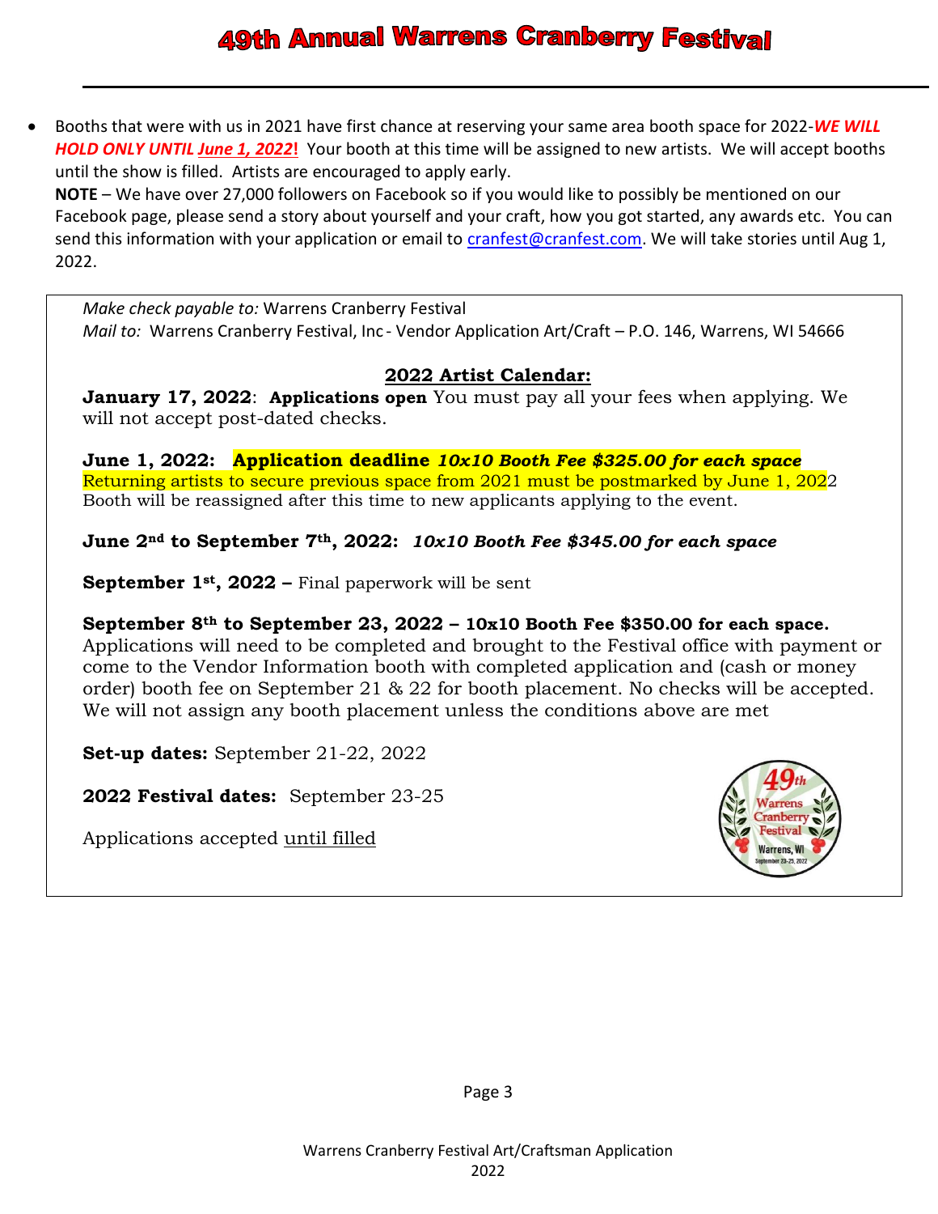# 49th Annual Warrens Cranberry Festival

- Booths that were with us in 2021 have first chance at reserving your same area booth space for 2022-***WE WILL HOLD ONLY UNTIL June 1, 2022!*** Your booth at this time will be assigned to new artists. We will accept booths until the show is filled. Artists are encouraged to apply early.

  **NOTE** – We have over 27,000 followers on Facebook so if you would like to possibly be mentioned on our Facebook page, please send a story about yourself and your craft, how you got started, any awards etc. You can send this information with your application or email to cranfest@cranfest.com. We will take stories until Aug 1, 2022.

*Make check payable to:* Warrens Cranberry Festival
*Mail to:* Warrens Cranberry Festival, Inc - Vendor Application Art/Craft – P.O. 146, Warrens, WI 54666

## 2022 Artist Calendar:

**January 17, 2022**: **Applications open** You must pay all your fees when applying. We will not accept post-dated checks.

**June 1, 2022: Application deadline *10x10 Booth Fee $325.00 for each space***
Returning artists to secure previous space from 2021 must be postmarked by June 1, 2022
Booth will be reassigned after this time to new applicants applying to the event.

**June 2nd to September 7th, 2022:** ***10x10 Booth Fee $345.00 for each space***

**September 1st, 2022 –** Final paperwork will be sent

**September 8th to September 23, 2022 – 10x10 Booth Fee $350.00 for each space.**
Applications will need to be completed and brought to the Festival office with payment or come to the Vendor Information booth with completed application and (cash or money order) booth fee on September 21 & 22 for booth placement. No checks will be accepted. We will not assign any booth placement unless the conditions above are met

**Set-up dates:** September 21-22, 2022

**2022 Festival dates:** September 23-25

Applications accepted until filled

Warrens Cranberry Festival Art/Craftsman Application
2022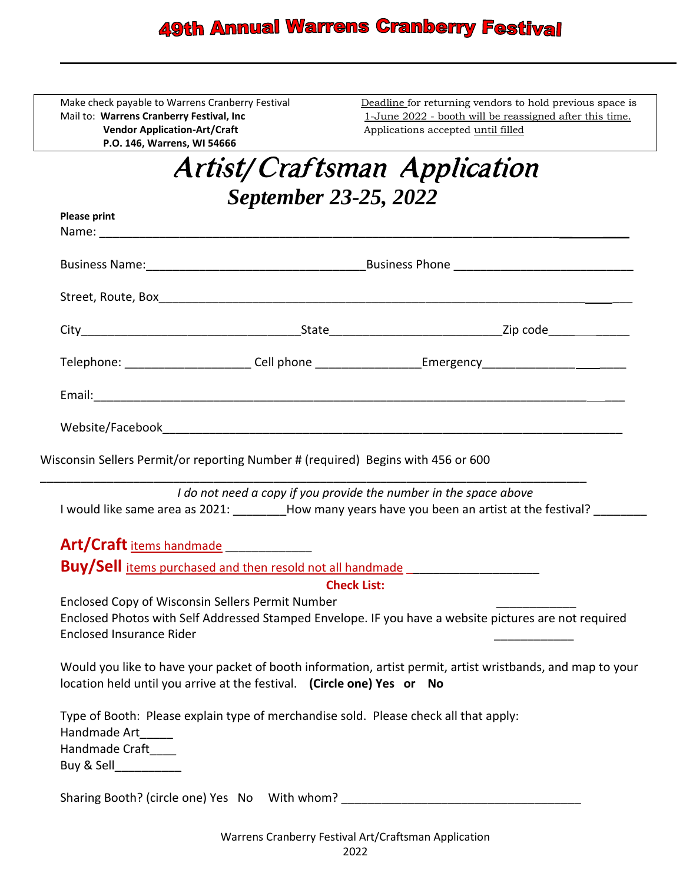# 49th Annual Warrens Cranberry Festival

Make check payable to Warrens Cranberry Festival
Mail to: **Warrens Cranberry Festival, Inc**
**Vendor Application-Art/Craft**
**P.O. 146, Warrens, WI 54666**

Deadline for returning vendors to hold previous space is 1-June 2022 - booth will be reassigned after this time.
Applications accepted until filled

# *Artist/Craftsman Application*

## *September 23-25, 2022*

**Please print**

Name: ____________________________________________________________________________

Business Name:________________________________Business Phone __________________________

Street, Route, Box_____________________________________________________________________

City________________________________State_________________________Zip code_____________

Telephone: __________________ Cell phone _______________Emergency_____________________

Email:_____________________________________________________________________________

Website/Facebook_____________________________________________________________________

Wisconsin Sellers Permit/or reporting Number # (required) Begins with 456 or 600

_________________________________________________________________________________

*I do not need a copy if you provide the number in the space above*

I would like same area as 2021: ________How many years have you been an artist at the festival? ________

**Art/Craft** items handmade ____________

**Buy/Sell** items purchased and then resold not all handmade ___________________

**Check List:**

Enclosed Copy of Wisconsin Sellers Permit Number ____________

Enclosed Photos with Self Addressed Stamped Envelope. IF you have a website pictures are not required

Enclosed Insurance Rider ____________

Would you like to have your packet of booth information, artist permit, artist wristbands, and map to your location held until you arrive at the festival. **(Circle one) Yes or No**

Type of Booth: Please explain type of merchandise sold. Please check all that apply:

Handmade Art_____

Handmade Craft____

Buy & Sell__________

Sharing Booth? (circle one) Yes No With whom? ___________________________________

Warrens Cranberry Festival Art/Craftsman Application
2022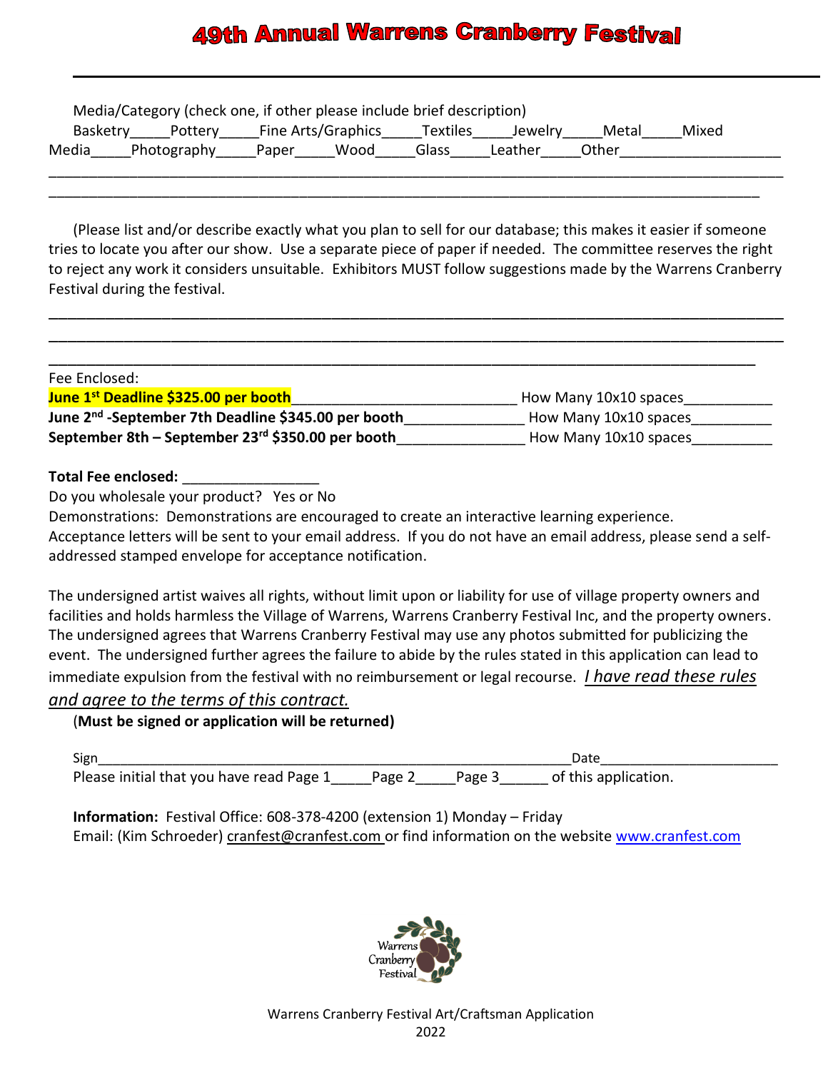# 49th Annual Warrens Cranberry Festival

---

Media/Category (check one, if other please include brief description)

Basketry_____Pottery_____Fine Arts/Graphics_____Textiles_____Jewelry_____Metal_____Mixed Media_____Photography_____Paper_____Wood_____Glass_____Leather_____Other___________________

_____________________________________________________________________________________

_____________________________________________________________________________________

(Please list and/or describe exactly what you plan to sell for our database; this makes it easier if someone tries to locate you after our show. Use a separate piece of paper if needed. The committee reserves the right to reject any work it considers unsuitable. Exhibitors MUST follow suggestions made by the Warrens Cranberry Festival during the festival.

_____________________________________________________________________________________

_____________________________________________________________________________________

_____________________________________________________________________________________

Fee Enclosed:

**June 1st Deadline $325.00 per booth**____________________________ How Many 10x10 spaces___________

**June 2nd -September 7th Deadline $345.00 per booth**_______________ How Many 10x10 spaces__________

**September 8th – September 23rd $350.00 per booth**________________ How Many 10x10 spaces__________

**Total Fee enclosed:** _________________

Do you wholesale your product? Yes or No

Demonstrations: Demonstrations are encouraged to create an interactive learning experience.

Acceptance letters will be sent to your email address. If you do not have an email address, please send a self-addressed stamped envelope for acceptance notification.

The undersigned artist waives all rights, without limit upon or liability for use of village property owners and facilities and holds harmless the Village of Warrens, Warrens Cranberry Festival Inc, and the property owners. The undersigned agrees that Warrens Cranberry Festival may use any photos submitted for publicizing the event. The undersigned further agrees the failure to abide by the rules stated in this application can lead to immediate expulsion from the festival with no reimbursement or legal recourse. *I have read these rules and agree to the terms of this contract.*

(**Must be signed or application will be returned)**

Sign_________________________________________________________________Date_______________________

Please initial that you have read Page 1_____Page 2_____Page 3______ of this application.

**Information:** Festival Office: 608-378-4200 (extension 1) Monday – Friday

Email: (Kim Schroeder) cranfest@cranfest.com or find information on the website www.cranfest.com

Warrens Cranberry Festival

Warrens Cranberry Festival Art/Craftsman Application

2022